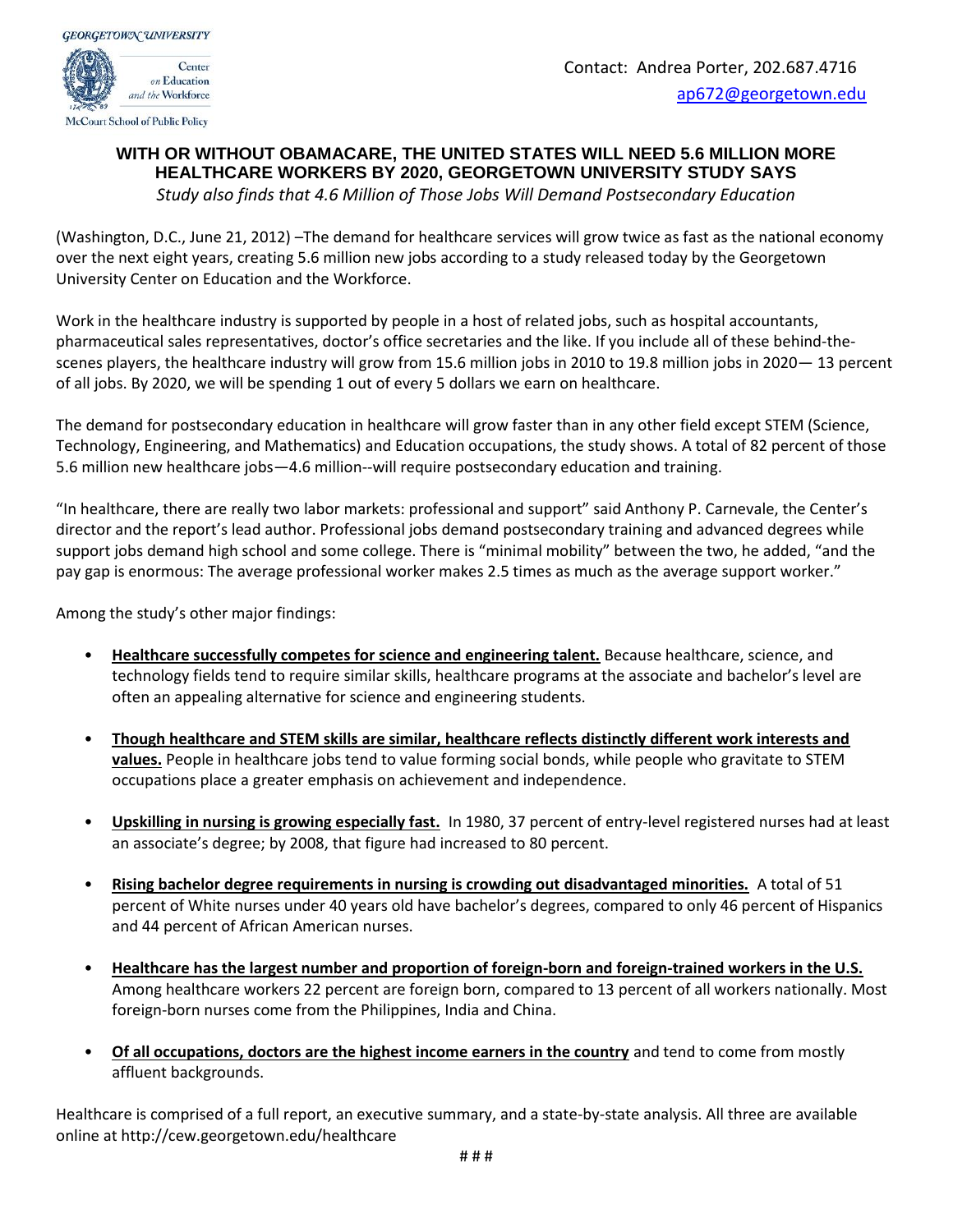GEORGETOWN UNIVERSITY

Center on Education and the Workforce

McCourt School of Public Policy

Contact: Andrea Porter, 202.687.4716
ap672@georgetown.edu

# WITH OR WITHOUT OBAMACARE, THE UNITED STATES WILL NEED 5.6 MILLION MORE HEALTHCARE WORKERS BY 2020, GEORGETOWN UNIVERSITY STUDY SAYS

*Study also finds that 4.6 Million of Those Jobs Will Demand Postsecondary Education*

(Washington, D.C., June 21, 2012) –The demand for healthcare services will grow twice as fast as the national economy over the next eight years, creating 5.6 million new jobs according to a study released today by the Georgetown University Center on Education and the Workforce.

Work in the healthcare industry is supported by people in a host of related jobs, such as hospital accountants, pharmaceutical sales representatives, doctor's office secretaries and the like. If you include all of these behind-the-scenes players, the healthcare industry will grow from 15.6 million jobs in 2010 to 19.8 million jobs in 2020— 13 percent of all jobs. By 2020, we will be spending 1 out of every 5 dollars we earn on healthcare.

The demand for postsecondary education in healthcare will grow faster than in any other field except STEM (Science, Technology, Engineering, and Mathematics) and Education occupations, the study shows. A total of 82 percent of those 5.6 million new healthcare jobs—4.6 million--will require postsecondary education and training.

"In healthcare, there are really two labor markets: professional and support" said Anthony P. Carnevale, the Center's director and the report's lead author. Professional jobs demand postsecondary training and advanced degrees while support jobs demand high school and some college. There is "minimal mobility" between the two, he added, "and the pay gap is enormous: The average professional worker makes 2.5 times as much as the average support worker."

Among the study's other major findings:

- **Healthcare successfully competes for science and engineering talent.** Because healthcare, science, and technology fields tend to require similar skills, healthcare programs at the associate and bachelor's level are often an appealing alternative for science and engineering students.
- **Though healthcare and STEM skills are similar, healthcare reflects distinctly different work interests and values.** People in healthcare jobs tend to value forming social bonds, while people who gravitate to STEM occupations place a greater emphasis on achievement and independence.
- **Upskilling in nursing is growing especially fast.** In 1980, 37 percent of entry-level registered nurses had at least an associate's degree; by 2008, that figure had increased to 80 percent.
- **Rising bachelor degree requirements in nursing is crowding out disadvantaged minorities.** A total of 51 percent of White nurses under 40 years old have bachelor's degrees, compared to only 46 percent of Hispanics and 44 percent of African American nurses.
- **Healthcare has the largest number and proportion of foreign-born and foreign-trained workers in the U.S.** Among healthcare workers 22 percent are foreign born, compared to 13 percent of all workers nationally. Most foreign-born nurses come from the Philippines, India and China.
- **Of all occupations, doctors are the highest income earners in the country** and tend to come from mostly affluent backgrounds.

Healthcare is comprised of a full report, an executive summary, and a state-by-state analysis. All three are available online at http://cew.georgetown.edu/healthcare

# # #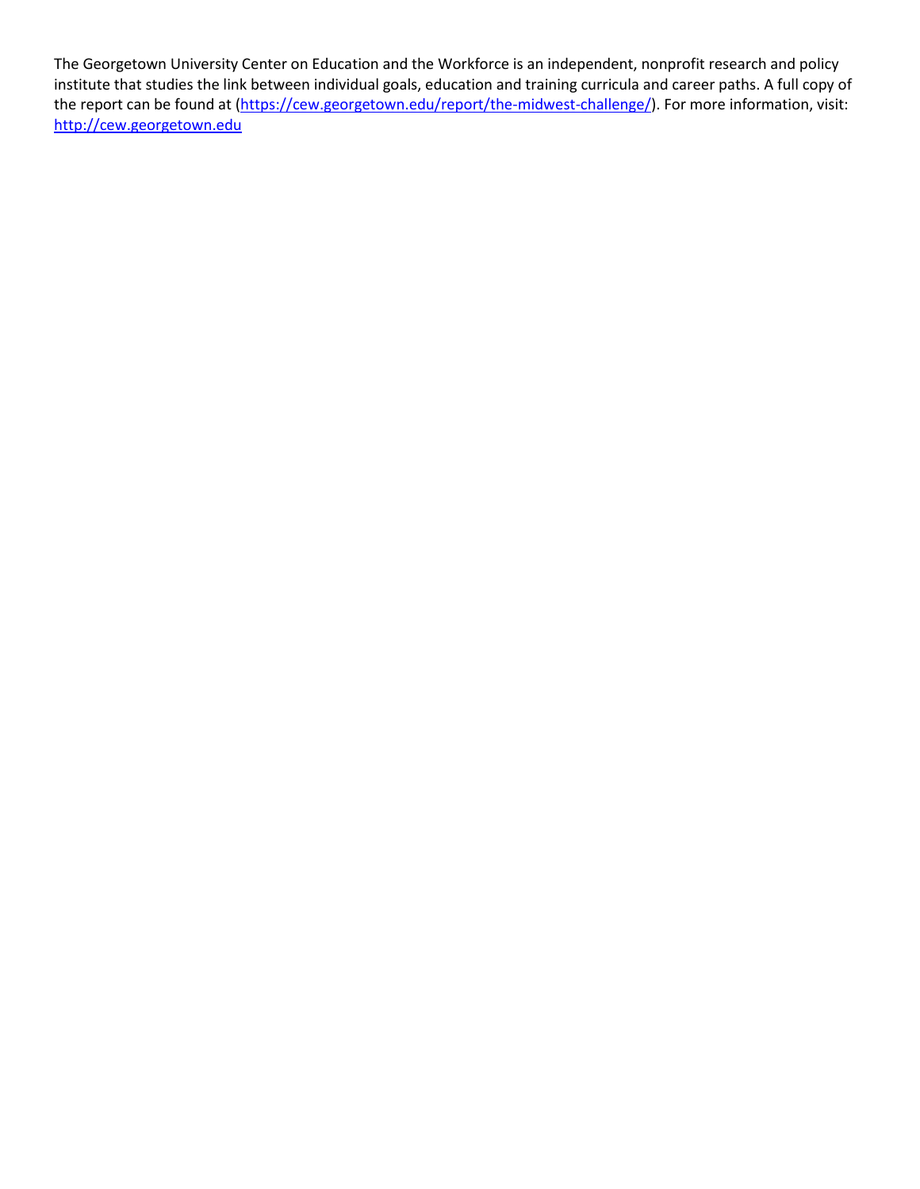The Georgetown University Center on Education and the Workforce is an independent, nonprofit research and policy institute that studies the link between individual goals, education and training curricula and career paths. A full copy of the report can be found at (https://cew.georgetown.edu/report/the-midwest-challenge/). For more information, visit: http://cew.georgetown.edu